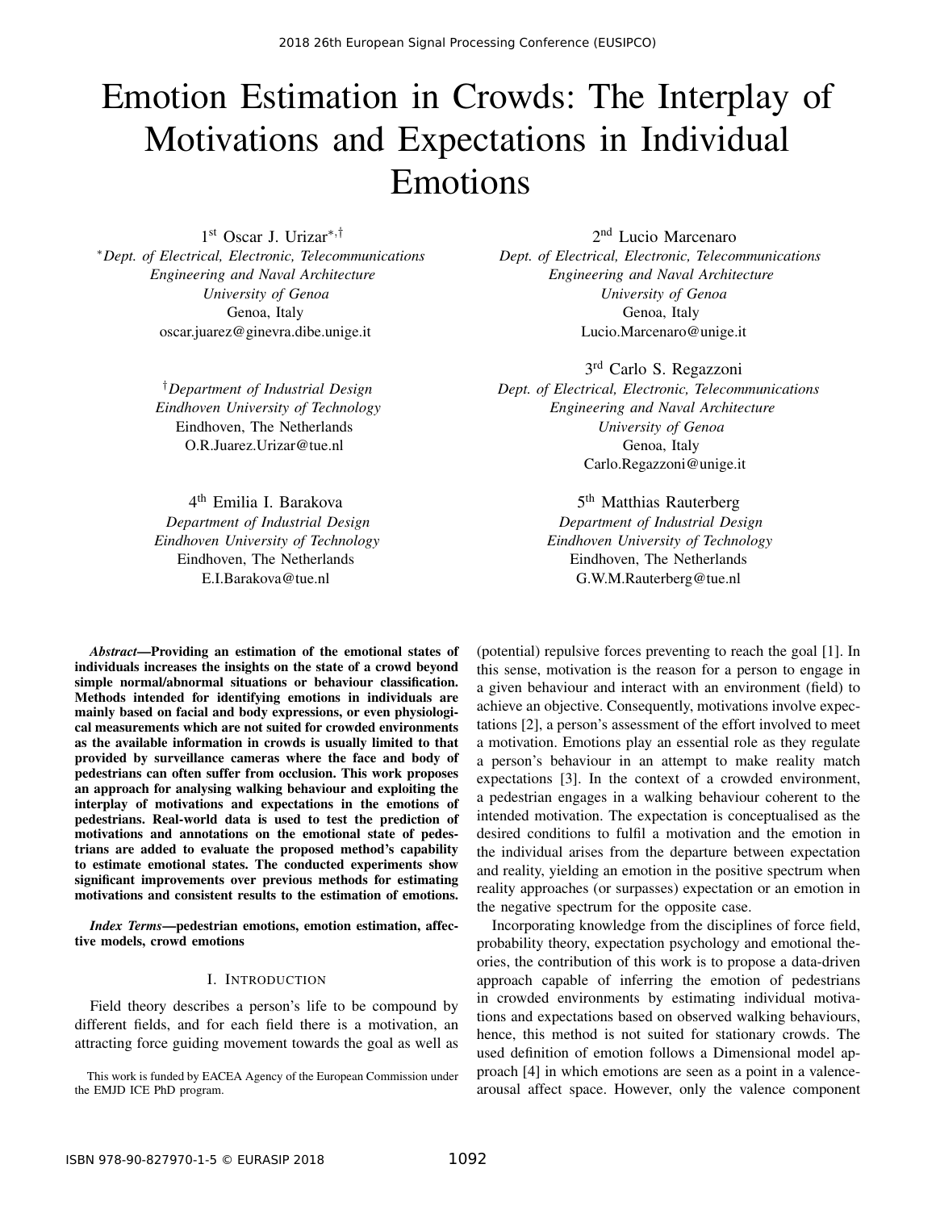# Emotion Estimation in Crowds: The Interplay of Motivations and Expectations in Individual Emotions

1st Oscar J. Urizar[*,†]
[*]*Dept. of Electrical, Electronic, Telecommunications Engineering and Naval Architecture*
*University of Genoa*
Genoa, Italy
oscar.juarez@ginevra.dibe.unige.it

[†]*Department of Industrial Design*
*Eindhoven University of Technology*
Eindhoven, The Netherlands
O.R.Juarez.Urizar@tue.nl

2nd Lucio Marcenaro
*Dept. of Electrical, Electronic, Telecommunications Engineering and Naval Architecture*
*University of Genoa*
Genoa, Italy
Lucio.Marcenaro@unige.it

3rd Carlo S. Regazzoni
*Dept. of Electrical, Electronic, Telecommunications Engineering and Naval Architecture*
*University of Genoa*
Genoa, Italy
Carlo.Regazzoni@unige.it

4th Emilia I. Barakova
*Department of Industrial Design*
*Eindhoven University of Technology*
Eindhoven, The Netherlands
E.I.Barakova@tue.nl

5th Matthias Rauterberg
*Department of Industrial Design*
*Eindhoven University of Technology*
Eindhoven, The Netherlands
G.W.M.Rauterberg@tue.nl

***Abstract*—Providing an estimation of the emotional states of individuals increases the insights on the state of a crowd beyond simple normal/abnormal situations or behaviour classification. Methods intended for identifying emotions in individuals are mainly based on facial and body expressions, or even physiological measurements which are not suited for crowded environments as the available information in crowds is usually limited to that provided by surveillance cameras where the face and body of pedestrians can often suffer from occlusion. This work proposes an approach for analysing walking behaviour and exploiting the interplay of motivations and expectations in the emotions of pedestrians. Real-world data is used to test the prediction of motivations and annotations on the emotional state of pedestrians are added to evaluate the proposed method's capability to estimate emotional states. The conducted experiments show significant improvements over previous methods for estimating motivations and consistent results to the estimation of emotions.**

***Index Terms*—pedestrian emotions, emotion estimation, affective models, crowd emotions**

## I. Introduction

Field theory describes a person's life to be compound by different fields, and for each field there is a motivation, an attracting force guiding movement towards the goal as well as (potential) repulsive forces preventing to reach the goal [1]. In this sense, motivation is the reason for a person to engage in a given behaviour and interact with an environment (field) to achieve an objective. Consequently, motivations involve expectations [2], a person's assessment of the effort involved to meet a motivation. Emotions play an essential role as they regulate a person's behaviour in an attempt to make reality match expectations [3]. In the context of a crowded environment, a pedestrian engages in a walking behaviour coherent to the intended motivation. The expectation is conceptualised as the desired conditions to fulfil a motivation and the emotion in the individual arises from the departure between expectation and reality, yielding an emotion in the positive spectrum when reality approaches (or surpasses) expectation or an emotion in the negative spectrum for the opposite case.

Incorporating knowledge from the disciplines of force field, probability theory, expectation psychology and emotional theories, the contribution of this work is to propose a data-driven approach capable of inferring the emotion of pedestrians in crowded environments by estimating individual motivations and expectations based on observed walking behaviours, hence, this method is not suited for stationary crowds. The used definition of emotion follows a Dimensional model approach [4] in which emotions are seen as a point in a valence-arousal affect space. However, only the valence component

This work is funded by EACEA Agency of the European Commission under the EMJD ICE PhD program.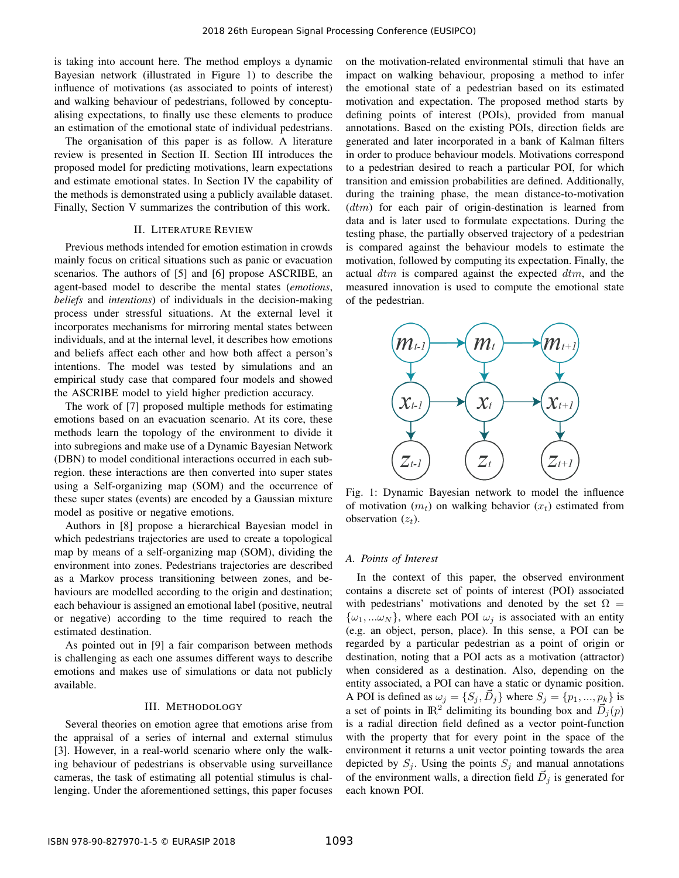is taking into account here. The method employs a dynamic Bayesian network (illustrated in Figure 1) to describe the influence of motivations (as associated to points of interest) and walking behaviour of pedestrians, followed by conceptualising expectations, to finally use these elements to produce an estimation of the emotional state of individual pedestrians.

The organisation of this paper is as follow. A literature review is presented in Section II. Section III introduces the proposed model for predicting motivations, learn expectations and estimate emotional states. In Section IV the capability of the methods is demonstrated using a publicly available dataset. Finally, Section V summarizes the contribution of this work.

## II. Literature Review

Previous methods intended for emotion estimation in crowds mainly focus on critical situations such as panic or evacuation scenarios. The authors of [5] and [6] propose ASCRIBE, an agent-based model to describe the mental states (*emotions*, *beliefs* and *intentions*) of individuals in the decision-making process under stressful situations. At the external level it incorporates mechanisms for mirroring mental states between individuals, and at the internal level, it describes how emotions and beliefs affect each other and how both affect a person's intentions. The model was tested by simulations and an empirical study case that compared four models and showed the ASCRIBE model to yield higher prediction accuracy.

The work of [7] proposed multiple methods for estimating emotions based on an evacuation scenario. At its core, these methods learn the topology of the environment to divide it into subregions and make use of a Dynamic Bayesian Network (DBN) to model conditional interactions occurred in each subregion. these interactions are then converted into super states using a Self-organizing map (SOM) and the occurrence of these super states (events) are encoded by a Gaussian mixture model as positive or negative emotions.

Authors in [8] propose a hierarchical Bayesian model in which pedestrians trajectories are used to create a topological map by means of a self-organizing map (SOM), dividing the environment into zones. Pedestrians trajectories are described as a Markov process transitioning between zones, and behaviours are modelled according to the origin and destination; each behaviour is assigned an emotional label (positive, neutral or negative) according to the time required to reach the estimated destination.

As pointed out in [9] a fair comparison between methods is challenging as each one assumes different ways to describe emotions and makes use of simulations or data not publicly available.

## III. Methodology

Several theories on emotion agree that emotions arise from the appraisal of a series of internal and external stimulus [3]. However, in a real-world scenario where only the walking behaviour of pedestrians is observable using surveillance cameras, the task of estimating all potential stimulus is challenging. Under the aforementioned settings, this paper focuses on the motivation-related environmental stimuli that have an impact on walking behaviour, proposing a method to infer the emotional state of a pedestrian based on its estimated motivation and expectation. The proposed method starts by defining points of interest (POIs), provided from manual annotations. Based on the existing POIs, direction fields are generated and later incorporated in a bank of Kalman filters in order to produce behaviour models. Motivations correspond to a pedestrian desired to reach a particular POI, for which transition and emission probabilities are defined. Additionally, during the training phase, the mean distance-to-motivation ($dtm$) for each pair of origin-destination is learned from data and is later used to formulate expectations. During the testing phase, the partially observed trajectory of a pedestrian is compared against the behaviour models to estimate the motivation, followed by computing its expectation. Finally, the actual $dtm$ is compared against the expected $dtm$, and the measured innovation is used to compute the emotional state of the pedestrian.

Fig. 1: Dynamic Bayesian network to model the influence of motivation ($m_t$) on walking behavior ($x_t$) estimated from observation ($z_t$).

### A. Points of Interest

In the context of this paper, the observed environment contains a discrete set of points of interest (POI) associated with pedestrians' motivations and denoted by the set $\Omega = \{\omega_1, ...\omega_N\}$, where each POI $\omega_j$ is associated with an entity (e.g. an object, person, place). In this sense, a POI can be regarded by a particular pedestrian as a point of origin or destination, noting that a POI acts as a motivation (attractor) when considered as a destination. Also, depending on the entity associated, a POI can have a static or dynamic position. A POI is defined as $\omega_j = \{S_j, \vec{D}_j\}$ where $S_j = \{p_1, ..., p_k\}$ is a set of points in $\mathbb{R}^2$ delimiting its bounding box and $\vec{D}_j(p)$ is a radial direction field defined as a vector point-function with the property that for every point in the space of the environment it returns a unit vector pointing towards the area depicted by $S_j$. Using the points $S_j$ and manual annotations of the environment walls, a direction field $\vec{D}_j$ is generated for each known POI.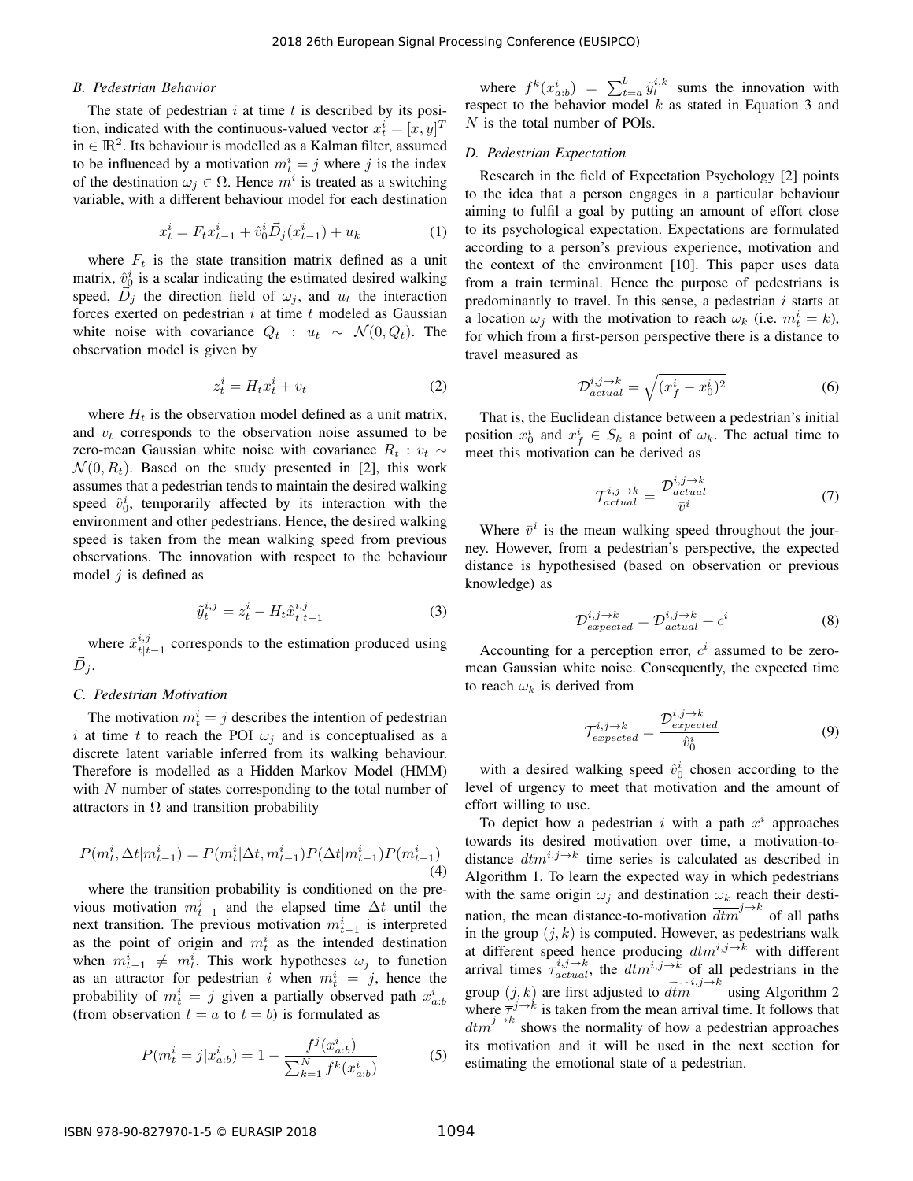### B. Pedestrian Behavior

The state of pedestrian $i$ at time $t$ is described by its position, indicated with the continuous-valued vector $x_t^i = [x, y]^T$ in $\in \mathbb{R}^2$. Its behaviour is modelled as a Kalman filter, assumed to be influenced by a motivation $m_t^i = j$ where $j$ is the index of the destination $\omega_j \in \Omega$. Hence $m^i$ is treated as a switching variable, with a different behaviour model for each destination

$$x_t^i = F_t x_{t-1}^i + \hat{v}_0^i \vec{D}_j(x_{t-1}^i) + u_k \tag{1}$$

where $F_t$ is the state transition matrix defined as a unit matrix, $\hat{v}_0^i$ is a scalar indicating the estimated desired walking speed, $\vec{D}_j$ the direction field of $\omega_j$, and $u_t$ the interaction forces exerted on pedestrian $i$ at time $t$ modeled as Gaussian white noise with covariance $Q_t : u_t \sim \mathcal{N}(0, Q_t)$. The observation model is given by

$$z_t^i = H_t x_t^i + v_t \tag{2}$$

where $H_t$ is the observation model defined as a unit matrix, and $v_t$ corresponds to the observation noise assumed to be zero-mean Gaussian white noise with covariance $R_t : v_t \sim \mathcal{N}(0, R_t)$. Based on the study presented in [2], this work assumes that a pedestrian tends to maintain the desired walking speed $\hat{v}_0^i$, temporarily affected by its interaction with the environment and other pedestrians. Hence, the desired walking speed is taken from the mean walking speed from previous observations. The innovation with respect to the behaviour model $j$ is defined as

$$\tilde{y}_t^{i,j} = z_t^i - H_t \hat{x}_{t|t-1}^{i,j} \tag{3}$$

where $\hat{x}_{t|t-1}^{i,j}$ corresponds to the estimation produced using $\vec{D}_j$.

### C. Pedestrian Motivation

The motivation $m_t^i = j$ describes the intention of pedestrian $i$ at time $t$ to reach the POI $\omega_j$ and is conceptualised as a discrete latent variable inferred from its walking behaviour. Therefore is modelled as a Hidden Markov Model (HMM) with $N$ number of states corresponding to the total number of attractors in $\Omega$ and transition probability

$$P(m_t^i, \Delta t | m_{t-1}^i) = P(m_t^i | \Delta t, m_{t-1}^i) P(\Delta t | m_{t-1}^i) P(m_{t-1}^i) \tag{4}$$

where the transition probability is conditioned on the previous motivation $m_{t-1}^j$ and the elapsed time $\Delta t$ until the next transition. The previous motivation $m_{t-1}^i$ is interpreted as the point of origin and $m_t^i$ as the intended destination when $m_{t-1}^i \neq m_t^i$. This work hypotheses $\omega_j$ to function as an attractor for pedestrian $i$ when $m_t^i = j$, hence the probability of $m_t^i = j$ given a partially observed path $x_{a:b}^i$ (from observation $t = a$ to $t = b$) is formulated as

$$P(m_t^i = j | x_{a:b}^i) = 1 - \frac{f^j(x_{a:b}^i)}{\sum_{k=1}^{N} f^k(x_{a:b}^i)} \tag{5}$$

where $f^k(x_{a:b}^i) = \sum_{t=a}^{b} \tilde{y}_t^{i,k}$ sums the innovation with respect to the behavior model $k$ as stated in Equation 3 and $N$ is the total number of POIs.

### D. Pedestrian Expectation

Research in the field of Expectation Psychology [2] points to the idea that a person engages in a particular behaviour aiming to fulfil a goal by putting an amount of effort close to its psychological expectation. Expectations are formulated according to a person's previous experience, motivation and the context of the environment [10]. This paper uses data from a train terminal. Hence the purpose of pedestrians is predominantly to travel. In this sense, a pedestrian $i$ starts at a location $\omega_j$ with the motivation to reach $\omega_k$ (i.e. $m_t^i = k$), for which from a first-person perspective there is a distance to travel measured as

$$\mathcal{D}_{actual}^{i,j\to k} = \sqrt{(x_f^i - x_0^i)^2} \tag{6}$$

That is, the Euclidean distance between a pedestrian's initial position $x_0^i$ and $x_f^i \in S_k$ a point of $\omega_k$. The actual time to meet this motivation can be derived as

$$\mathcal{T}_{actual}^{i,j\to k} = \frac{\mathcal{D}_{actual}^{i,j\to k}}{\bar{v}^i} \tag{7}$$

Where $\bar{v}^i$ is the mean walking speed throughout the journey. However, from a pedestrian's perspective, the expected distance is hypothesised (based on observation or previous knowledge) as

$$\mathcal{D}_{expected}^{i,j\to k} = \mathcal{D}_{actual}^{i,j\to k} + c^i \tag{8}$$

Accounting for a perception error, $c^i$ assumed to be zero-mean Gaussian white noise. Consequently, the expected time to reach $\omega_k$ is derived from

$$\mathcal{T}_{expected}^{i,j\to k} = \frac{\mathcal{D}_{expected}^{i,j\to k}}{\hat{v}_0^i} \tag{9}$$

with a desired walking speed $\hat{v}_0^i$ chosen according to the level of urgency to meet that motivation and the amount of effort willing to use.

To depict how a pedestrian $i$ with a path $x^i$ approaches towards its desired motivation over time, a motivation-to-distance $dtm^{i,j\to k}$ time series is calculated as described in Algorithm 1. To learn the expected way in which pedestrians with the same origin $\omega_j$ and destination $\omega_k$ reach their destination, the mean distance-to-motivation $\overline{dtm}^{j\to k}$ of all paths in the group $(j, k)$ is computed. However, as pedestrians walk at different speed hence producing $dtm^{i,j\to k}$ with different arrival times $\tau_{actual}^{i,j\to k}$, the $dtm^{i,j\to k}$ of all pedestrians in the group $(j, k)$ are first adjusted to $\widetilde{dtm}^{i,j\to k}$ using Algorithm 2 where $\overline{\tau}^{j\to k}$ is taken from the mean arrival time. It follows that $\overline{dtm}^{j\to k}$ shows the normality of how a pedestrian approaches its motivation and it will be used in the next section for estimating the emotional state of a pedestrian.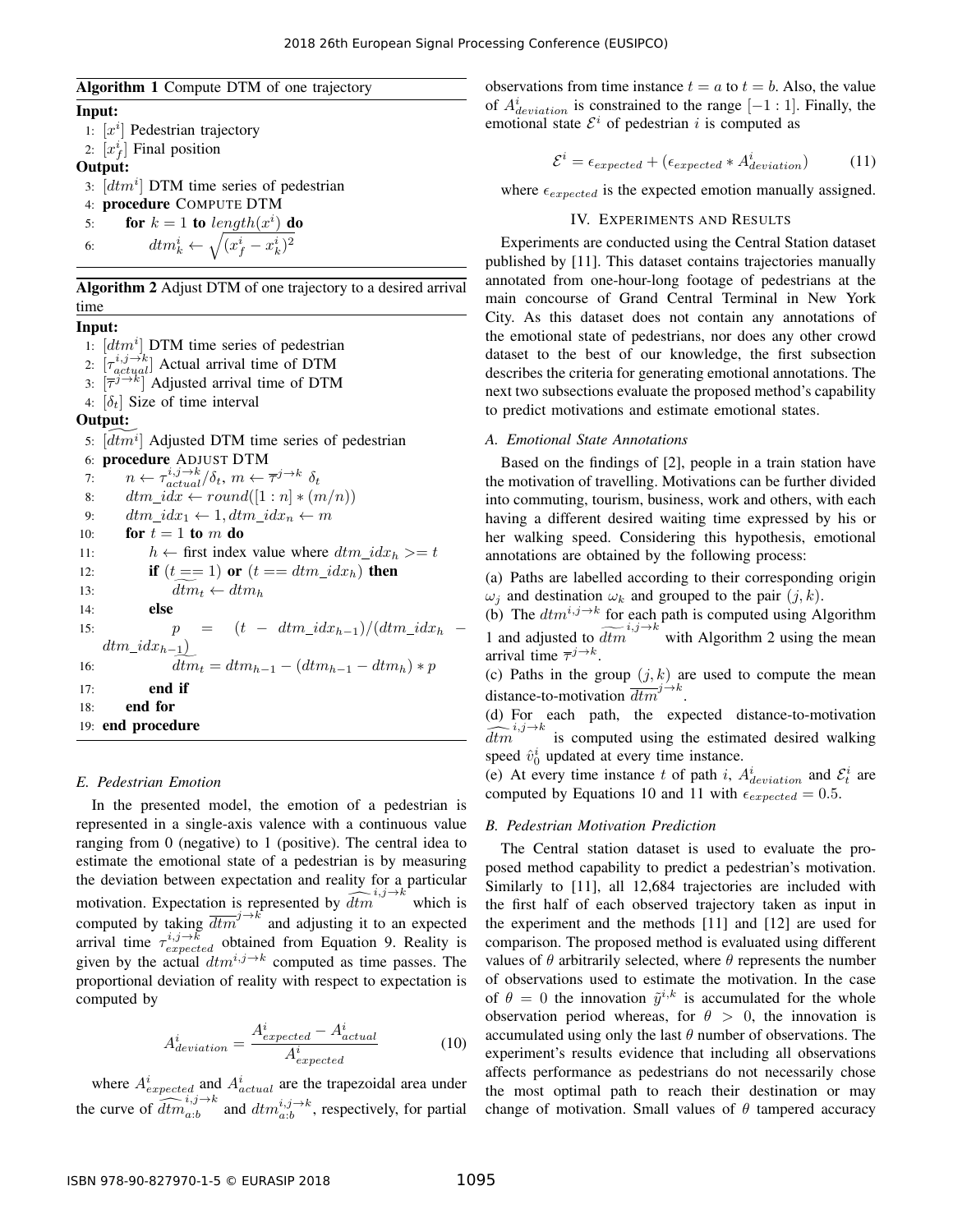**Algorithm 1** Compute DTM of one trajectory

```
Input:
 1: [x^i] Pedestrian trajectory
 2: [x^i_f] Final position
Output:
 3: [dtm^i] DTM time series of pedestrian
 4: procedure COMPUTE DTM
 5:     for k = 1 to length(x^i) do
 6:         dtm^i_k ← sqrt((x^i_f − x^i_k)^2)
```

**Algorithm 2** Adjust DTM of one trajectory to a desired arrival time

```
Input:
 1: [dtm^i] DTM time series of pedestrian
 2: [τ^{i,j→k}_actual] Actual arrival time of DTM
 3: [τ̄^{j→k}] Adjusted arrival time of DTM
 4: [δ_t] Size of time interval
Output:
 5: [~dtm^i] Adjusted DTM time series of pedestrian
 6: procedure ADJUST DTM
 7:     n ← τ^{i,j→k}_actual/δ_t, m ← τ̄^{j→k} δ_t
 8:     dtm_idx ← round([1 : n] * (m/n))
 9:     dtm_idx_1 ← 1, dtm_idx_n ← m
10:     for t = 1 to m do
11:         h ← first index value where dtm_idx_h >= t
12:         if (t == 1) or (t == dtm_idx_h) then
13:             ~dtm_t ← dtm_h
14:         else
15:             p = (t − dtm_idx_{h−1})/(dtm_idx_h − dtm_idx_{h−1})
16:             ~dtm_t = dtm_{h−1} − (dtm_{h−1} − dtm_h) * p
17:         end if
18:     end for
19: end procedure
```

### E. Pedestrian Emotion

In the presented model, the emotion of a pedestrian is represented in a single-axis valence with a continuous value ranging from 0 (negative) to 1 (positive). The central idea to estimate the emotional state of a pedestrian is by measuring the deviation between expectation and reality for a particular motivation. Expectation is represented by $\widehat{dtm}^{i,j \to k}$ which is computed by taking $\overline{dtm}^{j \to k}$ and adjusting it to an expected arrival time $\tau^{i,j \to k}_{expected}$ obtained from Equation 9. Reality is given by the actual $dtm^{i,j \to k}$ computed as time passes. The proportional deviation of reality with respect to expectation is computed by

$$A^i_{deviation} = \frac{A^i_{expected} - A^i_{actual}}{A^i_{expected}} \tag{10}$$

where $A^i_{expected}$ and $A^i_{actual}$ are the trapezoidal area under the curve of $\widehat{dtm}^{i,j \to k}_{a:b}$ and $dtm^{i,j \to k}_{a:b}$, respectively, for partial observations from time instance $t = a$ to $t = b$. Also, the value of $A^i_{deviation}$ is constrained to the range $[-1 : 1]$. Finally, the emotional state $\mathcal{E}^i$ of pedestrian $i$ is computed as

$$\mathcal{E}^i = \epsilon_{expected} + (\epsilon_{expected} * A^i_{deviation}) \tag{11}$$

where $\epsilon_{expected}$ is the expected emotion manually assigned.

## IV. Experiments and Results

Experiments are conducted using the Central Station dataset published by [11]. This dataset contains trajectories manually annotated from one-hour-long footage of pedestrians at the main concourse of Grand Central Terminal in New York City. As this dataset does not contain any annotations of the emotional state of pedestrians, nor does any other crowd dataset to the best of our knowledge, the first subsection describes the criteria for generating emotional annotations. The next two subsections evaluate the proposed method's capability to predict motivations and estimate emotional states.

### A. Emotional State Annotations

Based on the findings of [2], people in a train station have the motivation of travelling. Motivations can be further divided into commuting, tourism, business, work and others, with each having a different desired waiting time expressed by his or her walking speed. Considering this hypothesis, emotional annotations are obtained by the following process:

(a) Paths are labelled according to their corresponding origin $\omega_j$ and destination $\omega_k$ and grouped to the pair $(j, k)$.

(b) The $dtm^{i,j \to k}$ for each path is computed using Algorithm 1 and adjusted to $\widetilde{dtm}^{i,j \to k}$ with Algorithm 2 using the mean arrival time $\overline{\tau}^{j \to k}$.

(c) Paths in the group $(j, k)$ are used to compute the mean distance-to-motivation $\overline{dtm}^{j \to k}$.

(d) For each path, the expected distance-to-motivation $\widehat{dtm}^{i,j \to k}$ is computed using the estimated desired walking speed $\hat{v}^i_0$ updated at every time instance.

(e) At every time instance $t$ of path $i$, $A^i_{deviation}$ and $\mathcal{E}^i_t$ are computed by Equations 10 and 11 with $\epsilon_{expected} = 0.5$.

### B. Pedestrian Motivation Prediction

The Central station dataset is used to evaluate the proposed method capability to predict a pedestrian's motivation. Similarly to [11], all 12,684 trajectories are included with the first half of each observed trajectory taken as input in the experiment and the methods [11] and [12] are used for comparison. The proposed method is evaluated using different values of $\theta$ arbitrarily selected, where $\theta$ represents the number of observations used to estimate the motivation. In the case of $\theta = 0$ the innovation $\tilde{y}^{i,k}$ is accumulated for the whole observation period whereas, for $\theta > 0$, the innovation is accumulated using only the last $\theta$ number of observations. The experiment's results evidence that including all observations affects performance as pedestrians do not necessarily chose the most optimal path to reach their destination or may change of motivation. Small values of $\theta$ tampered accuracy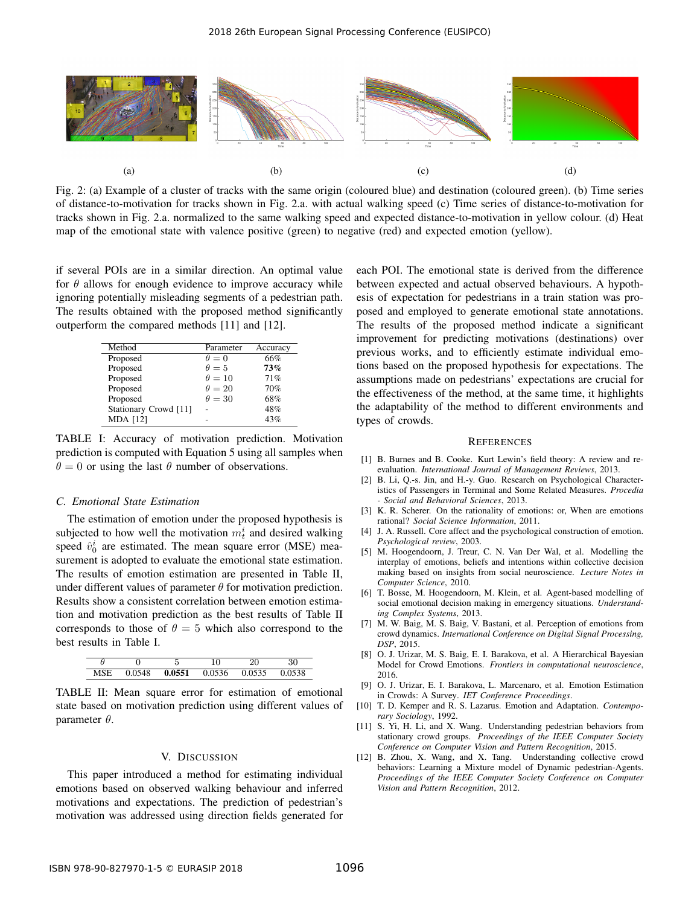(a)

(b)

(c)

(d)

Fig. 2: (a) Example of a cluster of tracks with the same origin (coloured blue) and destination (coloured green). (b) Time series of distance-to-motivation for tracks shown in Fig. 2.a. with actual walking speed (c) Time series of distance-to-motivation for tracks shown in Fig. 2.a. normalized to the same walking speed and expected distance-to-motivation in yellow colour. (d) Heat map of the emotional state with valence positive (green) to negative (red) and expected emotion (yellow).

if several POIs are in a similar direction. An optimal value for $\theta$ allows for enough evidence to improve accuracy while ignoring potentially misleading segments of a pedestrian path. The results obtained with the proposed method significantly outperform the compared methods [11] and [12].

| Method | Parameter | Accuracy |
|---|---|---|
| Proposed | $\theta = 0$ | 66% |
| Proposed | $\theta = 5$ | **73%** |
| Proposed | $\theta = 10$ | 71% |
| Proposed | $\theta = 20$ | 70% |
| Proposed | $\theta = 30$ | 68% |
| Stationary Crowd [11] | - | 48% |
| MDA [12] | - | 43% |

TABLE I: Accuracy of motivation prediction. Motivation prediction is computed with Equation 5 using all samples when $\theta = 0$ or using the last $\theta$ number of observations.

### C. Emotional State Estimation

The estimation of emotion under the proposed hypothesis is subjected to how well the motivation $m_t^i$ and desired walking speed $\hat{v}_0^i$ are estimated. The mean square error (MSE) measurement is adopted to evaluate the emotional state estimation. The results of emotion estimation are presented in Table II, under different values of parameter $\theta$ for motivation prediction. Results show a consistent correlation between emotion estimation and motivation prediction as the best results of Table II corresponds to those of $\theta = 5$ which also correspond to the best results in Table I.

| $\theta$ | 0 | 5 | 10 | 20 | 30 |
|---|---|---|---|---|---|
| MSE | 0.0548 | **0.0551** | 0.0536 | 0.0535 | 0.0538 |

TABLE II: Mean square error for estimation of emotional state based on motivation prediction using different values of parameter $\theta$.

## V. Discussion

This paper introduced a method for estimating individual emotions based on observed walking behaviour and inferred motivations and expectations. The prediction of pedestrian's motivation was addressed using direction fields generated for each POI. The emotional state is derived from the difference between expected and actual observed behaviours. A hypothesis of expectation for pedestrians in a train station was proposed and employed to generate emotional state annotations. The results of the proposed method indicate a significant improvement for predicting motivations (destinations) over previous works, and to efficiently estimate individual emotions based on the proposed hypothesis for expectations. The assumptions made on pedestrians' expectations are crucial for the effectiveness of the method, at the same time, it highlights the adaptability of the method to different environments and types of crowds.

## References

[1] B. Burnes and B. Cooke. Kurt Lewin's field theory: A review and re-evaluation. *International Journal of Management Reviews*, 2013.

[2] B. Li, Q.-s. Jin, and H.-y. Guo. Research on Psychological Characteristics of Passengers in Terminal and Some Related Measures. *Procedia - Social and Behavioral Sciences*, 2013.

[3] K. R. Scherer. On the rationality of emotions: or, When are emotions rational? *Social Science Information*, 2011.

[4] J. A. Russell. Core affect and the psychological construction of emotion. *Psychological review*, 2003.

[5] M. Hoogendoorn, J. Treur, C. N. Van Der Wal, et al. Modelling the interplay of emotions, beliefs and intentions within collective decision making based on insights from social neuroscience. *Lecture Notes in Computer Science*, 2010.

[6] T. Bosse, M. Hoogendoorn, M. Klein, et al. Agent-based modelling of social emotional decision making in emergency situations. *Understanding Complex Systems*, 2013.

[7] M. W. Baig, M. S. Baig, V. Bastani, et al. Perception of emotions from crowd dynamics. *International Conference on Digital Signal Processing, DSP*, 2015.

[8] O. J. Urizar, M. S. Baig, E. I. Barakova, et al. A Hierarchical Bayesian Model for Crowd Emotions. *Frontiers in computational neuroscience*, 2016.

[9] O. J. Urizar, E. I. Barakova, L. Marcenaro, et al. Emotion Estimation in Crowds: A Survey. *IET Conference Proceedings*.

[10] T. D. Kemper and R. S. Lazarus. Emotion and Adaptation. *Contemporary Sociology*, 1992.

[11] S. Yi, H. Li, and X. Wang. Understanding pedestrian behaviors from stationary crowd groups. *Proceedings of the IEEE Computer Society Conference on Computer Vision and Pattern Recognition*, 2015.

[12] B. Zhou, X. Wang, and X. Tang. Understanding collective crowd behaviors: Learning a Mixture model of Dynamic pedestrian-Agents. *Proceedings of the IEEE Computer Society Conference on Computer Vision and Pattern Recognition*, 2012.